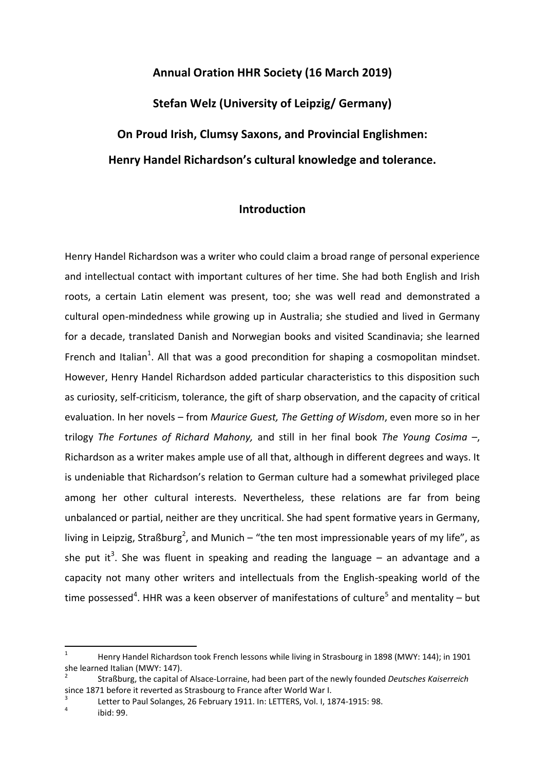**Annual Oration HHR Society (16 March 2019)**

**Stefan Welz (University of Leipzig/ Germany)**

# On Proud Irish, Clumsy Saxons, and Provincial Englishmen: Henry Handel Richardson's cultural knowledge and tolerance.

## Introduction

Henry Handel Richardson was a writer who could claim a broad range of personal experience and intellectual contact with important cultures of her time. She had both English and Irish roots, a certain Latin element was present, too; she was well read and demonstrated a cultural open-mindedness while growing up in Australia; she studied and lived in Germany for a decade, translated Danish and Norwegian books and visited Scandinavia; she learned French and Italian[1]. All that was a good precondition for shaping a cosmopolitan mindset. However, Henry Handel Richardson added particular characteristics to this disposition such as curiosity, self-criticism, tolerance, the gift of sharp observation, and the capacity of critical evaluation. In her novels – from *Maurice Guest, The Getting of Wisdom*, even more so in her trilogy *The Fortunes of Richard Mahony,* and still in her final book *The Young Cosima* –, Richardson as a writer makes ample use of all that, although in different degrees and ways. It is undeniable that Richardson's relation to German culture had a somewhat privileged place among her other cultural interests. Nevertheless, these relations are far from being unbalanced or partial, neither are they uncritical. She had spent formative years in Germany, living in Leipzig, Straßburg[2], and Munich – "the ten most impressionable years of my life", as she put it[3]. She was fluent in speaking and reading the language – an advantage and a capacity not many other writers and intellectuals from the English-speaking world of the time possessed[4]. HHR was a keen observer of manifestations of culture[5] and mentality – but

---

[1] Henry Handel Richardson took French lessons while living in Strasbourg in 1898 (MWY: 144); in 1901 she learned Italian (MWY: 147).

[2] Straßburg, the capital of Alsace-Lorraine, had been part of the newly founded *Deutsches Kaiserreich* since 1871 before it reverted as Strasbourg to France after World War I.

[3] Letter to Paul Solanges, 26 February 1911. In: LETTERS, Vol. I, 1874-1915: 98.

[4] ibid: 99.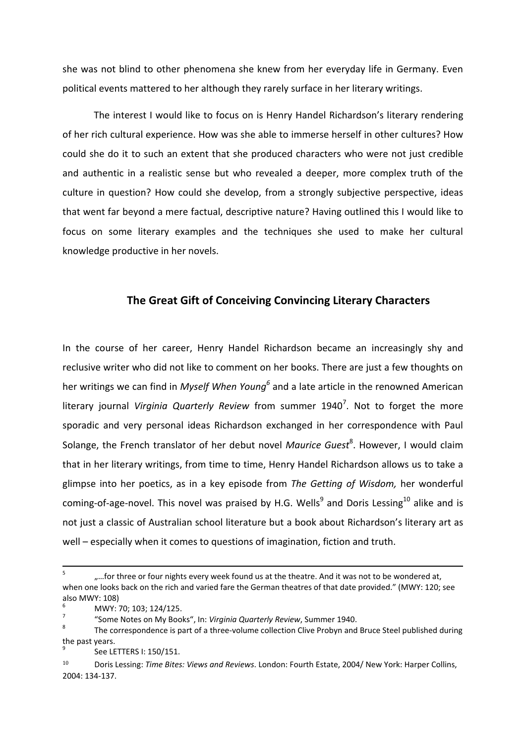she was not blind to other phenomena she knew from her everyday life in Germany. Even political events mattered to her although they rarely surface in her literary writings.

The interest I would like to focus on is Henry Handel Richardson's literary rendering of her rich cultural experience. How was she able to immerse herself in other cultures? How could she do it to such an extent that she produced characters who were not just credible and authentic in a realistic sense but who revealed a deeper, more complex truth of the culture in question? How could she develop, from a strongly subjective perspective, ideas that went far beyond a mere factual, descriptive nature? Having outlined this I would like to focus on some literary examples and the techniques she used to make her cultural knowledge productive in her novels.

## The Great Gift of Conceiving Convincing Literary Characters

In the course of her career, Henry Handel Richardson became an increasingly shy and reclusive writer who did not like to comment on her books. There are just a few thoughts on her writings we can find in *Myself When Young*[6] and a late article in the renowned American literary journal *Virginia Quarterly Review* from summer 1940[7]. Not to forget the more sporadic and very personal ideas Richardson exchanged in her correspondence with Paul Solange, the French translator of her debut novel *Maurice Guest*[8]. However, I would claim that in her literary writings, from time to time, Henry Handel Richardson allows us to take a glimpse into her poetics, as in a key episode from *The Getting of Wisdom,* her wonderful coming-of-age-novel. This novel was praised by H.G. Wells[9] and Doris Lessing[10] alike and is not just a classic of Australian school literature but a book about Richardson's literary art as well – especially when it comes to questions of imagination, fiction and truth.

---

[5] „…for three or four nights every week found us at the theatre. And it was not to be wondered at, when one looks back on the rich and varied fare the German theatres of that date provided." (MWY: 120; see also MWY: 108)

[6] MWY: 70; 103; 124/125.

[7] "Some Notes on My Books", In: *Virginia Quarterly Review*, Summer 1940.

[8] The correspondence is part of a three-volume collection Clive Probyn and Bruce Steel published during the past years.

[9] See LETTERS I: 150/151.

[10] Doris Lessing: *Time Bites: Views and Reviews*. London: Fourth Estate, 2004/ New York: Harper Collins, 2004: 134-137.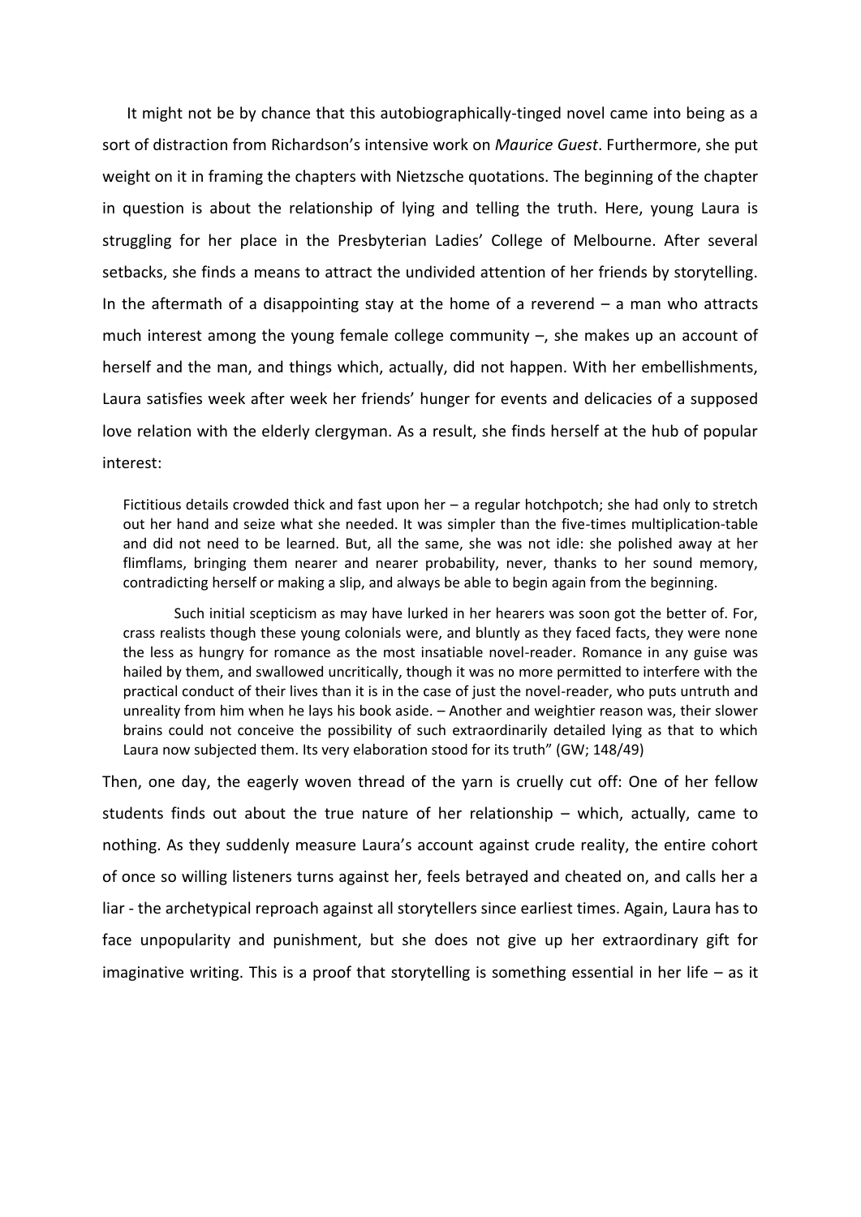It might not be by chance that this autobiographically-tinged novel came into being as a sort of distraction from Richardson's intensive work on *Maurice Guest*. Furthermore, she put weight on it in framing the chapters with Nietzsche quotations. The beginning of the chapter in question is about the relationship of lying and telling the truth. Here, young Laura is struggling for her place in the Presbyterian Ladies' College of Melbourne. After several setbacks, she finds a means to attract the undivided attention of her friends by storytelling. In the aftermath of a disappointing stay at the home of a reverend – a man who attracts much interest among the young female college community –, she makes up an account of herself and the man, and things which, actually, did not happen. With her embellishments, Laura satisfies week after week her friends' hunger for events and delicacies of a supposed love relation with the elderly clergyman. As a result, she finds herself at the hub of popular interest:

> Fictitious details crowded thick and fast upon her – a regular hotchpotch; she had only to stretch out her hand and seize what she needed. It was simpler than the five-times multiplication-table and did not need to be learned. But, all the same, she was not idle: she polished away at her flimflams, bringing them nearer and nearer probability, never, thanks to her sound memory, contradicting herself or making a slip, and always be able to begin again from the beginning.
>
> Such initial scepticism as may have lurked in her hearers was soon got the better of. For, crass realists though these young colonials were, and bluntly as they faced facts, they were none the less as hungry for romance as the most insatiable novel-reader. Romance in any guise was hailed by them, and swallowed uncritically, though it was no more permitted to interfere with the practical conduct of their lives than it is in the case of just the novel-reader, who puts untruth and unreality from him when he lays his book aside. – Another and weightier reason was, their slower brains could not conceive the possibility of such extraordinarily detailed lying as that to which Laura now subjected them. Its very elaboration stood for its truth" (GW; 148/49)

Then, one day, the eagerly woven thread of the yarn is cruelly cut off: One of her fellow students finds out about the true nature of her relationship – which, actually, came to nothing. As they suddenly measure Laura's account against crude reality, the entire cohort of once so willing listeners turns against her, feels betrayed and cheated on, and calls her a liar - the archetypical reproach against all storytellers since earliest times. Again, Laura has to face unpopularity and punishment, but she does not give up her extraordinary gift for imaginative writing. This is a proof that storytelling is something essential in her life – as it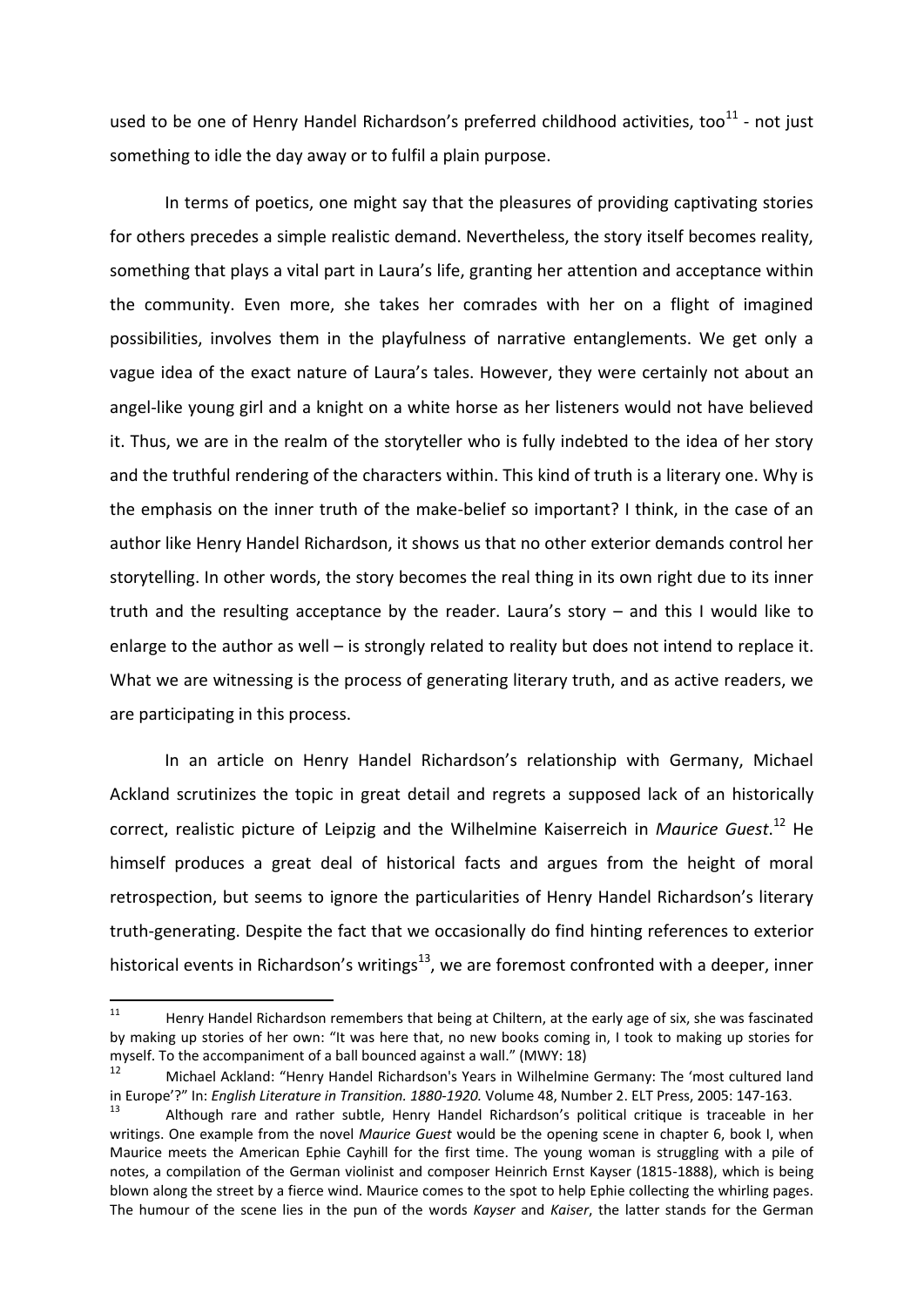used to be one of Henry Handel Richardson's preferred childhood activities, too[11] - not just something to idle the day away or to fulfil a plain purpose.

In terms of poetics, one might say that the pleasures of providing captivating stories for others precedes a simple realistic demand. Nevertheless, the story itself becomes reality, something that plays a vital part in Laura's life, granting her attention and acceptance within the community. Even more, she takes her comrades with her on a flight of imagined possibilities, involves them in the playfulness of narrative entanglements. We get only a vague idea of the exact nature of Laura's tales. However, they were certainly not about an angel-like young girl and a knight on a white horse as her listeners would not have believed it. Thus, we are in the realm of the storyteller who is fully indebted to the idea of her story and the truthful rendering of the characters within. This kind of truth is a literary one. Why is the emphasis on the inner truth of the make-belief so important? I think, in the case of an author like Henry Handel Richardson, it shows us that no other exterior demands control her storytelling. In other words, the story becomes the real thing in its own right due to its inner truth and the resulting acceptance by the reader. Laura's story – and this I would like to enlarge to the author as well – is strongly related to reality but does not intend to replace it. What we are witnessing is the process of generating literary truth, and as active readers, we are participating in this process.

In an article on Henry Handel Richardson's relationship with Germany, Michael Ackland scrutinizes the topic in great detail and regrets a supposed lack of an historically correct, realistic picture of Leipzig and the Wilhelmine Kaiserreich in *Maurice Guest*.[12] He himself produces a great deal of historical facts and argues from the height of moral retrospection, but seems to ignore the particularities of Henry Handel Richardson's literary truth-generating. Despite the fact that we occasionally do find hinting references to exterior historical events in Richardson's writings[13], we are foremost confronted with a deeper, inner

---

[11] Henry Handel Richardson remembers that being at Chiltern, at the early age of six, she was fascinated by making up stories of her own: "It was here that, no new books coming in, I took to making up stories for myself. To the accompaniment of a ball bounced against a wall." (MWY: 18)

[12] Michael Ackland: "Henry Handel Richardson's Years in Wilhelmine Germany: The 'most cultured land in Europe'?" In: *English Literature in Transition. 1880-1920.* Volume 48, Number 2. ELT Press, 2005: 147-163.

[13] Although rare and rather subtle, Henry Handel Richardson's political critique is traceable in her writings. One example from the novel *Maurice Guest* would be the opening scene in chapter 6, book I, when Maurice meets the American Ephie Cayhill for the first time. The young woman is struggling with a pile of notes, a compilation of the German violinist and composer Heinrich Ernst Kayser (1815-1888), which is being blown along the street by a fierce wind. Maurice comes to the spot to help Ephie collecting the whirling pages. The humour of the scene lies in the pun of the words *Kayser* and *Kaiser*, the latter stands for the German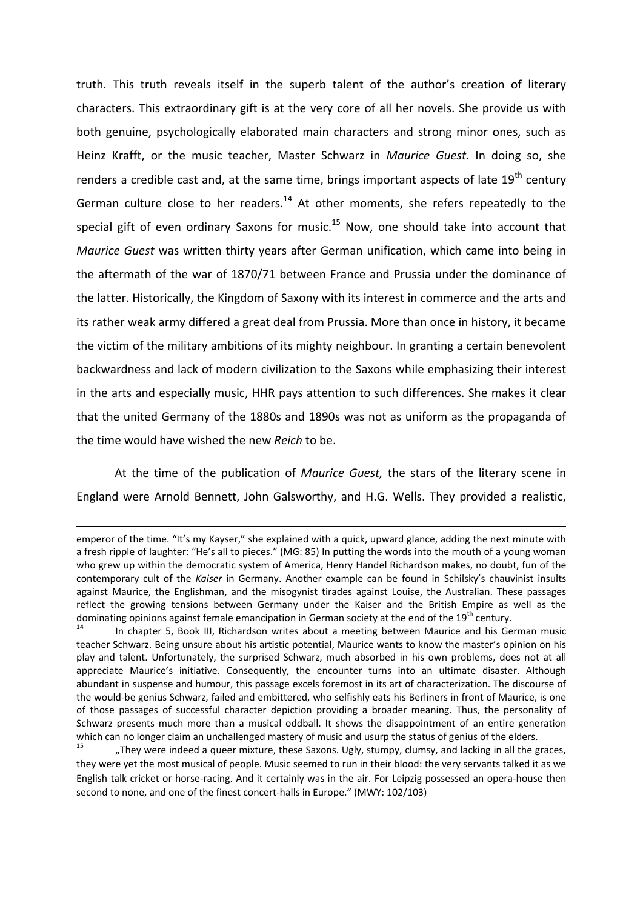truth. This truth reveals itself in the superb talent of the author's creation of literary characters. This extraordinary gift is at the very core of all her novels. She provide us with both genuine, psychologically elaborated main characters and strong minor ones, such as Heinz Krafft, or the music teacher, Master Schwarz in *Maurice Guest.* In doing so, she renders a credible cast and, at the same time, brings important aspects of late 19th century German culture close to her readers.[14] At other moments, she refers repeatedly to the special gift of even ordinary Saxons for music.[15] Now, one should take into account that *Maurice Guest* was written thirty years after German unification, which came into being in the aftermath of the war of 1870/71 between France and Prussia under the dominance of the latter. Historically, the Kingdom of Saxony with its interest in commerce and the arts and its rather weak army differed a great deal from Prussia. More than once in history, it became the victim of the military ambitions of its mighty neighbour. In granting a certain benevolent backwardness and lack of modern civilization to the Saxons while emphasizing their interest in the arts and especially music, HHR pays attention to such differences. She makes it clear that the united Germany of the 1880s and 1890s was not as uniform as the propaganda of the time would have wished the new *Reich* to be.

At the time of the publication of *Maurice Guest,* the stars of the literary scene in England were Arnold Bennett, John Galsworthy, and H.G. Wells. They provided a realistic,

---

emperor of the time. "It's my Kayser," she explained with a quick, upward glance, adding the next minute with a fresh ripple of laughter: "He's all to pieces." (MG: 85) In putting the words into the mouth of a young woman who grew up within the democratic system of America, Henry Handel Richardson makes, no doubt, fun of the contemporary cult of the *Kaiser* in Germany. Another example can be found in Schilsky's chauvinist insults against Maurice, the Englishman, and the misogynist tirades against Louise, the Australian. These passages reflect the growing tensions between Germany under the Kaiser and the British Empire as well as the dominating opinions against female emancipation in German society at the end of the 19th century.

[14] In chapter 5, Book III, Richardson writes about a meeting between Maurice and his German music teacher Schwarz. Being unsure about his artistic potential, Maurice wants to know the master's opinion on his play and talent. Unfortunately, the surprised Schwarz, much absorbed in his own problems, does not at all appreciate Maurice's initiative. Consequently, the encounter turns into an ultimate disaster. Although abundant in suspense and humour, this passage excels foremost in its art of characterization. The discourse of the would-be genius Schwarz, failed and embittered, who selfishly eats his Berliners in front of Maurice, is one of those passages of successful character depiction providing a broader meaning. Thus, the personality of Schwarz presents much more than a musical oddball. It shows the disappointment of an entire generation which can no longer claim an unchallenged mastery of music and usurp the status of genius of the elders.

[15] „They were indeed a queer mixture, these Saxons. Ugly, stumpy, clumsy, and lacking in all the graces, they were yet the most musical of people. Music seemed to run in their blood: the very servants talked it as we English talk cricket or horse-racing. And it certainly was in the air. For Leipzig possessed an opera-house then second to none, and one of the finest concert-halls in Europe." (MWY: 102/103)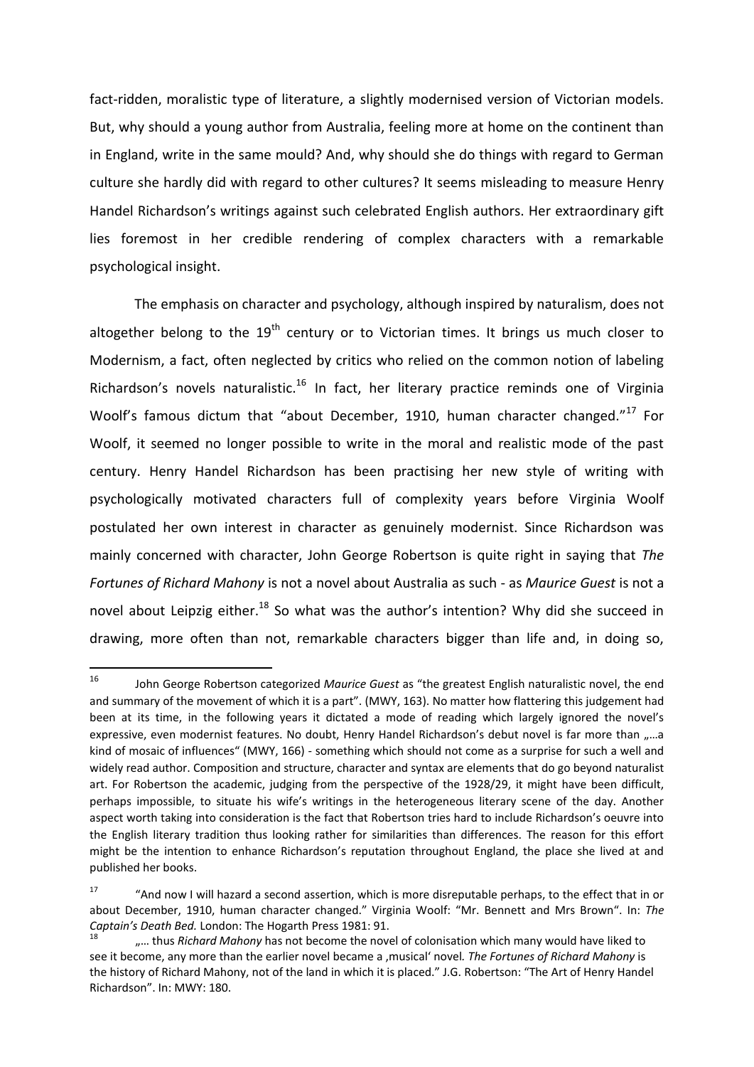fact-ridden, moralistic type of literature, a slightly modernised version of Victorian models. But, why should a young author from Australia, feeling more at home on the continent than in England, write in the same mould? And, why should she do things with regard to German culture she hardly did with regard to other cultures? It seems misleading to measure Henry Handel Richardson's writings against such celebrated English authors. Her extraordinary gift lies foremost in her credible rendering of complex characters with a remarkable psychological insight.

The emphasis on character and psychology, although inspired by naturalism, does not altogether belong to the 19th century or to Victorian times. It brings us much closer to Modernism, a fact, often neglected by critics who relied on the common notion of labeling Richardson's novels naturalistic.[16] In fact, her literary practice reminds one of Virginia Woolf's famous dictum that "about December, 1910, human character changed."[17] For Woolf, it seemed no longer possible to write in the moral and realistic mode of the past century. Henry Handel Richardson has been practising her new style of writing with psychologically motivated characters full of complexity years before Virginia Woolf postulated her own interest in character as genuinely modernist. Since Richardson was mainly concerned with character, John George Robertson is quite right in saying that *The Fortunes of Richard Mahony* is not a novel about Australia as such - as *Maurice Guest* is not a novel about Leipzig either.[18] So what was the author's intention? Why did she succeed in drawing, more often than not, remarkable characters bigger than life and, in doing so,

---

[16] John George Robertson categorized *Maurice Guest* as "the greatest English naturalistic novel, the end and summary of the movement of which it is a part". (MWY, 163). No matter how flattering this judgement had been at its time, in the following years it dictated a mode of reading which largely ignored the novel's expressive, even modernist features. No doubt, Henry Handel Richardson's debut novel is far more than „…a kind of mosaic of influences" (MWY, 166) - something which should not come as a surprise for such a well and widely read author. Composition and structure, character and syntax are elements that do go beyond naturalist art. For Robertson the academic, judging from the perspective of the 1928/29, it might have been difficult, perhaps impossible, to situate his wife's writings in the heterogeneous literary scene of the day. Another aspect worth taking into consideration is the fact that Robertson tries hard to include Richardson's oeuvre into the English literary tradition thus looking rather for similarities than differences. The reason for this effort might be the intention to enhance Richardson's reputation throughout England, the place she lived at and published her books.

[17] "And now I will hazard a second assertion, which is more disreputable perhaps, to the effect that in or about December, 1910, human character changed." Virginia Woolf: "Mr. Bennett and Mrs Brown". In: *The Captain's Death Bed.* London: The Hogarth Press 1981: 91.

[18] „… thus *Richard Mahony* has not become the novel of colonisation which many would have liked to see it become, any more than the earlier novel became a ‚musical' novel. *The Fortunes of Richard Mahony* is the history of Richard Mahony, not of the land in which it is placed." J.G. Robertson: "The Art of Henry Handel Richardson". In: MWY: 180.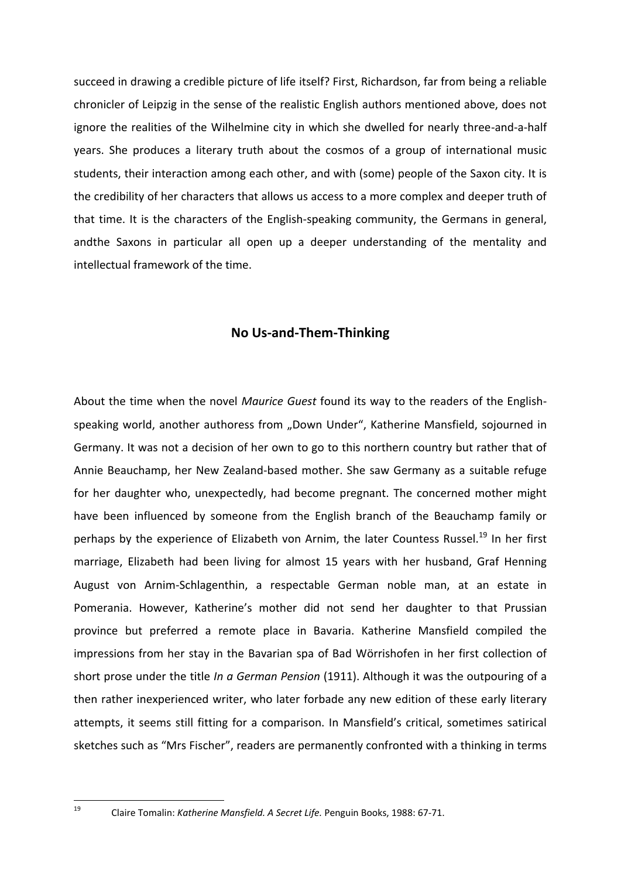succeed in drawing a credible picture of life itself? First, Richardson, far from being a reliable chronicler of Leipzig in the sense of the realistic English authors mentioned above, does not ignore the realities of the Wilhelmine city in which she dwelled for nearly three-and-a-half years. She produces a literary truth about the cosmos of a group of international music students, their interaction among each other, and with (some) people of the Saxon city. It is the credibility of her characters that allows us access to a more complex and deeper truth of that time. It is the characters of the English-speaking community, the Germans in general, andthe Saxons in particular all open up a deeper understanding of the mentality and intellectual framework of the time.

## No Us-and-Them-Thinking

About the time when the novel *Maurice Guest* found its way to the readers of the English-speaking world, another authoress from „Down Under", Katherine Mansfield, sojourned in Germany. It was not a decision of her own to go to this northern country but rather that of Annie Beauchamp, her New Zealand-based mother. She saw Germany as a suitable refuge for her daughter who, unexpectedly, had become pregnant. The concerned mother might have been influenced by someone from the English branch of the Beauchamp family or perhaps by the experience of Elizabeth von Arnim, the later Countess Russel.[19] In her first marriage, Elizabeth had been living for almost 15 years with her husband, Graf Henning August von Arnim-Schlagenthin, a respectable German noble man, at an estate in Pomerania. However, Katherine's mother did not send her daughter to that Prussian province but preferred a remote place in Bavaria. Katherine Mansfield compiled the impressions from her stay in the Bavarian spa of Bad Wörrishofen in her first collection of short prose under the title *In a German Pension* (1911). Although it was the outpouring of a then rather inexperienced writer, who later forbade any new edition of these early literary attempts, it seems still fitting for a comparison. In Mansfield's critical, sometimes satirical sketches such as "Mrs Fischer", readers are permanently confronted with a thinking in terms

[19] Claire Tomalin: *Katherine Mansfield. A Secret Life.* Penguin Books, 1988: 67-71.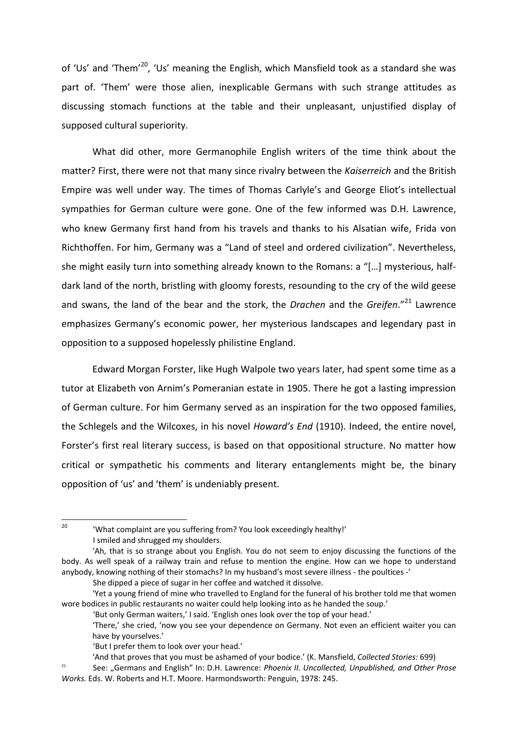of 'Us' and 'Them'[20], 'Us' meaning the English, which Mansfield took as a standard she was part of. 'Them' were those alien, inexplicable Germans with such strange attitudes as discussing stomach functions at the table and their unpleasant, unjustified display of supposed cultural superiority.

What did other, more Germanophile English writers of the time think about the matter? First, there were not that many since rivalry between the *Kaiserreich* and the British Empire was well under way. The times of Thomas Carlyle's and George Eliot's intellectual sympathies for German culture were gone. One of the few informed was D.H. Lawrence, who knew Germany first hand from his travels and thanks to his Alsatian wife, Frida von Richthoffen. For him, Germany was a "Land of steel and ordered civilization". Nevertheless, she might easily turn into something already known to the Romans: a "[…] mysterious, half-dark land of the north, bristling with gloomy forests, resounding to the cry of the wild geese and swans, the land of the bear and the stork, the *Drachen* and the *Greifen*."[21] Lawrence emphasizes Germany's economic power, her mysterious landscapes and legendary past in opposition to a supposed hopelessly philistine England.

Edward Morgan Forster, like Hugh Walpole two years later, had spent some time as a tutor at Elizabeth von Arnim's Pomeranian estate in 1905. There he got a lasting impression of German culture. For him Germany served as an inspiration for the two opposed families, the Schlegels and the Wilcoxes, in his novel *Howard's End* (1910). Indeed, the entire novel, Forster's first real literary success, is based on that oppositional structure. No matter how critical or sympathetic his comments and literary entanglements might be, the binary opposition of 'us' and 'them' is undeniably present.

---

[20] 'What complaint are you suffering from? You look exceedingly healthy!'

I smiled and shrugged my shoulders.

'Ah, that is so strange about you English. You do not seem to enjoy discussing the functions of the body. As well speak of a railway train and refuse to mention the engine. How can we hope to understand anybody, knowing nothing of their stomachs? In my husband's most severe illness - the poultices -'

She dipped a piece of sugar in her coffee and watched it dissolve.

'Yet a young friend of mine who travelled to England for the funeral of his brother told me that women wore bodices in public restaurants no waiter could help looking into as he handed the soup.'

'But only German waiters,' I said. 'English ones look over the top of your head.'

'There,' she cried, 'now you see your dependence on Germany. Not even an efficient waiter you can have by yourselves.'

'But I prefer them to look over your head.'

'And that proves that you must be ashamed of your bodice.' (K. Mansfield, *Collected Stories:* 699)

[21] See: „Germans and English" In: D.H. Lawrence: *Phoenix II. Uncollected, Unpublished, and Other Prose Works.* Eds. W. Roberts and H.T. Moore. Harmondsworth: Penguin, 1978: 245.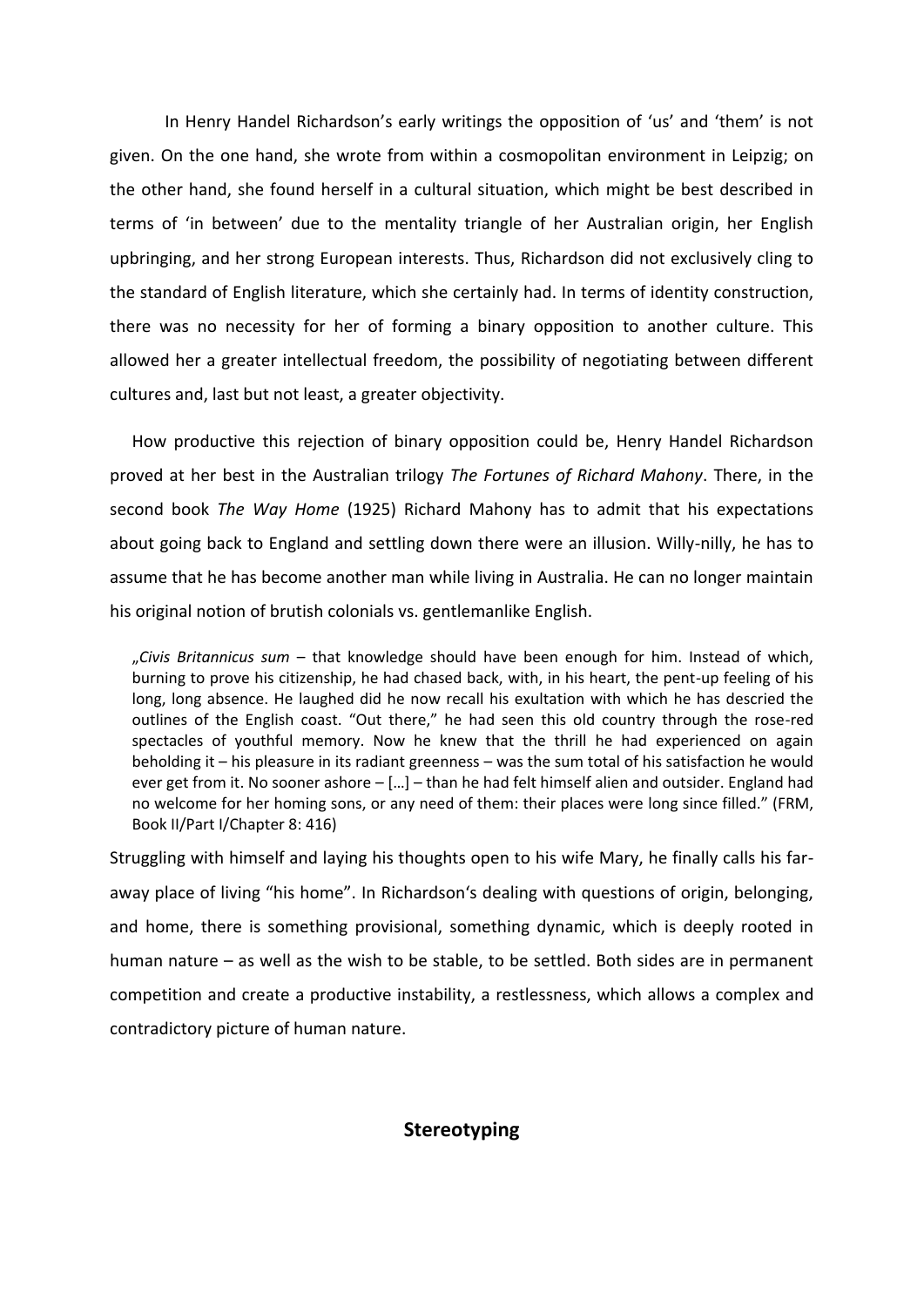In Henry Handel Richardson's early writings the opposition of 'us' and 'them' is not given. On the one hand, she wrote from within a cosmopolitan environment in Leipzig; on the other hand, she found herself in a cultural situation, which might be best described in terms of 'in between' due to the mentality triangle of her Australian origin, her English upbringing, and her strong European interests. Thus, Richardson did not exclusively cling to the standard of English literature, which she certainly had. In terms of identity construction, there was no necessity for her of forming a binary opposition to another culture. This allowed her a greater intellectual freedom, the possibility of negotiating between different cultures and, last but not least, a greater objectivity.

How productive this rejection of binary opposition could be, Henry Handel Richardson proved at her best in the Australian trilogy *The Fortunes of Richard Mahony*. There, in the second book *The Way Home* (1925) Richard Mahony has to admit that his expectations about going back to England and settling down there were an illusion. Willy-nilly, he has to assume that he has become another man while living in Australia. He can no longer maintain his original notion of brutish colonials vs. gentlemanlike English.

> „*Civis Britannicus sum* – that knowledge should have been enough for him. Instead of which, burning to prove his citizenship, he had chased back, with, in his heart, the pent-up feeling of his long, long absence. He laughed did he now recall his exultation with which he has descried the outlines of the English coast. "Out there," he had seen this old country through the rose-red spectacles of youthful memory. Now he knew that the thrill he had experienced on again beholding it – his pleasure in its radiant greenness – was the sum total of his satisfaction he would ever get from it. No sooner ashore – […] – than he had felt himself alien and outsider. England had no welcome for her homing sons, or any need of them: their places were long since filled." (FRM, Book II/Part I/Chapter 8: 416)

Struggling with himself and laying his thoughts open to his wife Mary, he finally calls his far-away place of living "his home". In Richardson's dealing with questions of origin, belonging, and home, there is something provisional, something dynamic, which is deeply rooted in human nature – as well as the wish to be stable, to be settled. Both sides are in permanent competition and create a productive instability, a restlessness, which allows a complex and contradictory picture of human nature.

## Stereotyping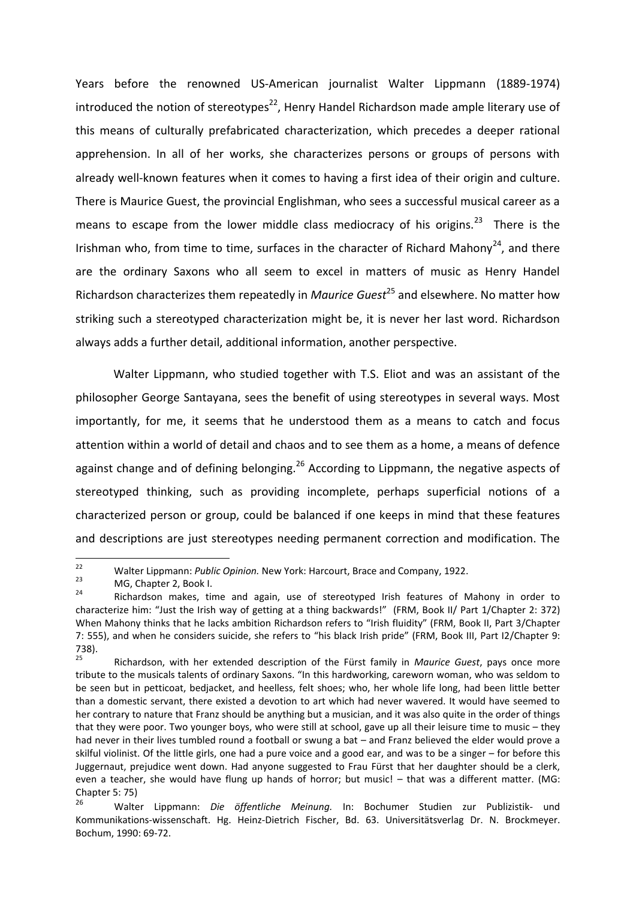Years before the renowned US-American journalist Walter Lippmann (1889-1974) introduced the notion of stereotypes[22], Henry Handel Richardson made ample literary use of this means of culturally prefabricated characterization, which precedes a deeper rational apprehension. In all of her works, she characterizes persons or groups of persons with already well-known features when it comes to having a first idea of their origin and culture. There is Maurice Guest, the provincial Englishman, who sees a successful musical career as a means to escape from the lower middle class mediocracy of his origins.[23] There is the Irishman who, from time to time, surfaces in the character of Richard Mahony[24], and there are the ordinary Saxons who all seem to excel in matters of music as Henry Handel Richardson characterizes them repeatedly in *Maurice Guest*[25] and elsewhere. No matter how striking such a stereotyped characterization might be, it is never her last word. Richardson always adds a further detail, additional information, another perspective.

Walter Lippmann, who studied together with T.S. Eliot and was an assistant of the philosopher George Santayana, sees the benefit of using stereotypes in several ways. Most importantly, for me, it seems that he understood them as a means to catch and focus attention within a world of detail and chaos and to see them as a home, a means of defence against change and of defining belonging.[26] According to Lippmann, the negative aspects of stereotyped thinking, such as providing incomplete, perhaps superficial notions of a characterized person or group, could be balanced if one keeps in mind that these features and descriptions are just stereotypes needing permanent correction and modification. The

---

[22] Walter Lippmann: *Public Opinion.* New York: Harcourt, Brace and Company, 1922.

[23] MG, Chapter 2, Book I.

[24] Richardson makes, time and again, use of stereotyped Irish features of Mahony in order to characterize him: "Just the Irish way of getting at a thing backwards!" (FRM, Book II/ Part 1/Chapter 2: 372) When Mahony thinks that he lacks ambition Richardson refers to "Irish fluidity" (FRM, Book II, Part 3/Chapter 7: 555), and when he considers suicide, she refers to "his black Irish pride" (FRM, Book III, Part I2/Chapter 9: 738).

[25] Richardson, with her extended description of the Fürst family in *Maurice Guest*, pays once more tribute to the musicals talents of ordinary Saxons. "In this hardworking, careworn woman, who was seldom to be seen but in petticoat, bedjacket, and heelless, felt shoes; who, her whole life long, had been little better than a domestic servant, there existed a devotion to art which had never wavered. It would have seemed to her contrary to nature that Franz should be anything but a musician, and it was also quite in the order of things that they were poor. Two younger boys, who were still at school, gave up all their leisure time to music – they had never in their lives tumbled round a football or swung a bat – and Franz believed the elder would prove a skilful violinist. Of the little girls, one had a pure voice and a good ear, and was to be a singer – for before this Juggernaut, prejudice went down. Had anyone suggested to Frau Fürst that her daughter should be a clerk, even a teacher, she would have flung up hands of horror; but music! – that was a different matter. (MG: Chapter 5: 75)

[26] Walter Lippmann: *Die öffentliche Meinung.* In: Bochumer Studien zur Publizistik- und Kommunikations-wissenschaft. Hg. Heinz-Dietrich Fischer, Bd. 63. Universitätsverlag Dr. N. Brockmeyer. Bochum, 1990: 69-72.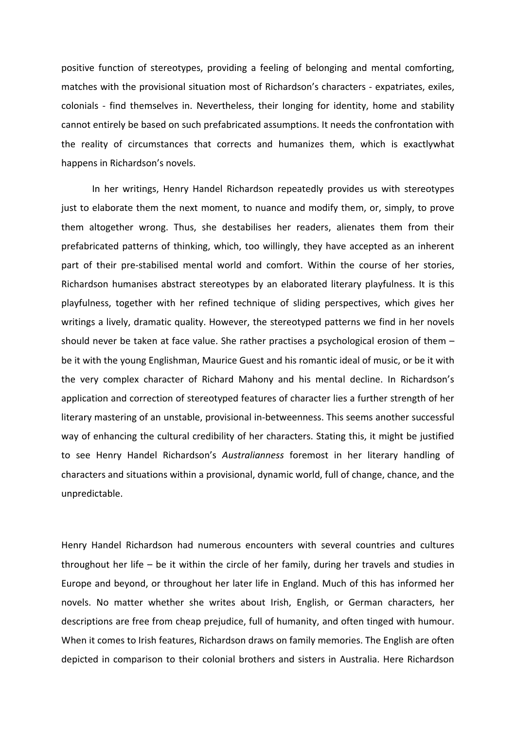positive function of stereotypes, providing a feeling of belonging and mental comforting, matches with the provisional situation most of Richardson's characters - expatriates, exiles, colonials - find themselves in. Nevertheless, their longing for identity, home and stability cannot entirely be based on such prefabricated assumptions. It needs the confrontation with the reality of circumstances that corrects and humanizes them, which is exactlywhat happens in Richardson's novels.

In her writings, Henry Handel Richardson repeatedly provides us with stereotypes just to elaborate them the next moment, to nuance and modify them, or, simply, to prove them altogether wrong. Thus, she destabilises her readers, alienates them from their prefabricated patterns of thinking, which, too willingly, they have accepted as an inherent part of their pre-stabilised mental world and comfort. Within the course of her stories, Richardson humanises abstract stereotypes by an elaborated literary playfulness. It is this playfulness, together with her refined technique of sliding perspectives, which gives her writings a lively, dramatic quality. However, the stereotyped patterns we find in her novels should never be taken at face value. She rather practises a psychological erosion of them – be it with the young Englishman, Maurice Guest and his romantic ideal of music, or be it with the very complex character of Richard Mahony and his mental decline. In Richardson's application and correction of stereotyped features of character lies a further strength of her literary mastering of an unstable, provisional in-betweenness. This seems another successful way of enhancing the cultural credibility of her characters. Stating this, it might be justified to see Henry Handel Richardson's *Australianness* foremost in her literary handling of characters and situations within a provisional, dynamic world, full of change, chance, and the unpredictable.

Henry Handel Richardson had numerous encounters with several countries and cultures throughout her life – be it within the circle of her family, during her travels and studies in Europe and beyond, or throughout her later life in England. Much of this has informed her novels. No matter whether she writes about Irish, English, or German characters, her descriptions are free from cheap prejudice, full of humanity, and often tinged with humour. When it comes to Irish features, Richardson draws on family memories. The English are often depicted in comparison to their colonial brothers and sisters in Australia. Here Richardson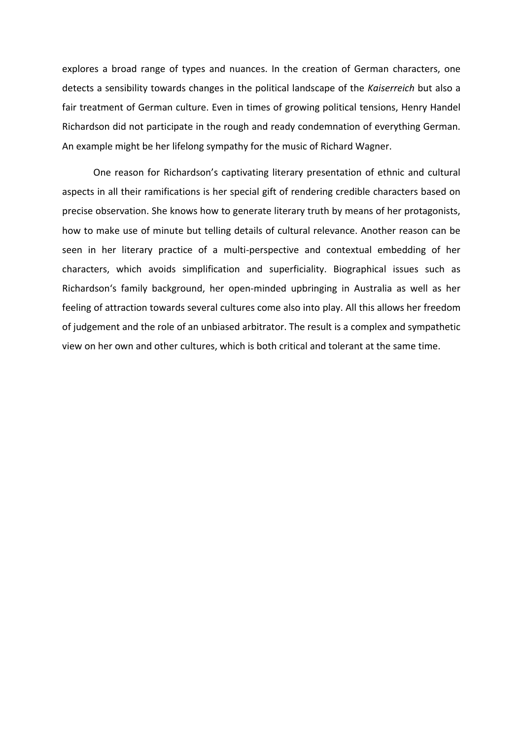explores a broad range of types and nuances. In the creation of German characters, one detects a sensibility towards changes in the political landscape of the *Kaiserreich* but also a fair treatment of German culture. Even in times of growing political tensions, Henry Handel Richardson did not participate in the rough and ready condemnation of everything German. An example might be her lifelong sympathy for the music of Richard Wagner.

One reason for Richardson's captivating literary presentation of ethnic and cultural aspects in all their ramifications is her special gift of rendering credible characters based on precise observation. She knows how to generate literary truth by means of her protagonists, how to make use of minute but telling details of cultural relevance. Another reason can be seen in her literary practice of a multi-perspective and contextual embedding of her characters, which avoids simplification and superficiality. Biographical issues such as Richardson's family background, her open-minded upbringing in Australia as well as her feeling of attraction towards several cultures come also into play. All this allows her freedom of judgement and the role of an unbiased arbitrator. The result is a complex and sympathetic view on her own and other cultures, which is both critical and tolerant at the same time.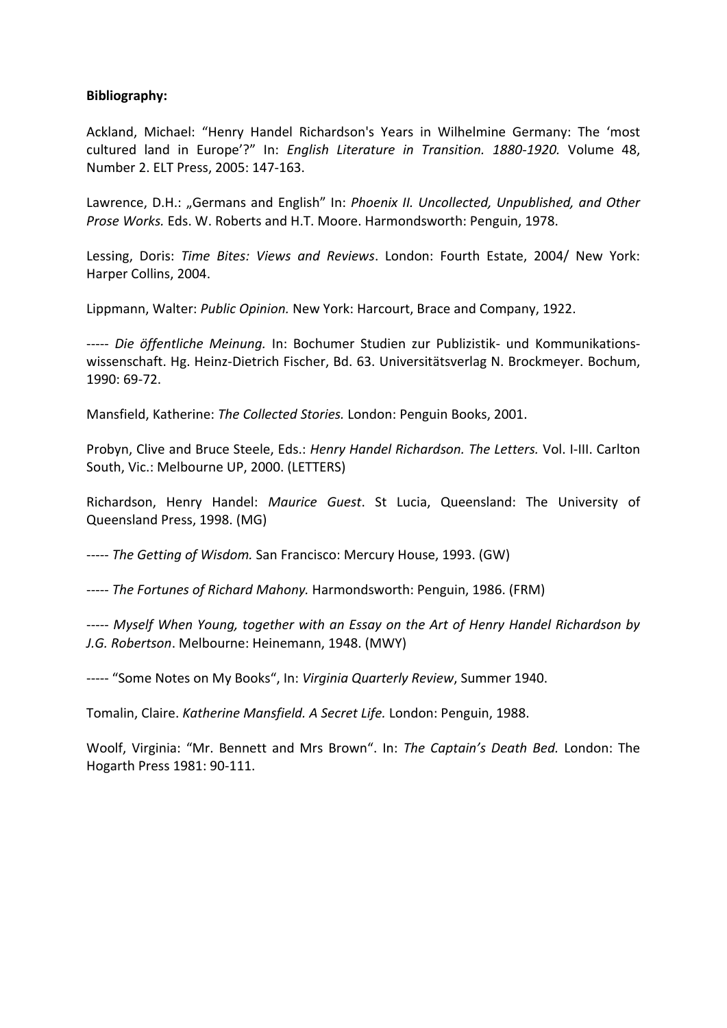**Bibliography:**

Ackland, Michael: "Henry Handel Richardson's Years in Wilhelmine Germany: The 'most cultured land in Europe'?" In: *English Literature in Transition. 1880-1920.* Volume 48, Number 2. ELT Press, 2005: 147-163.

Lawrence, D.H.: „Germans and English" In: *Phoenix II. Uncollected, Unpublished, and Other Prose Works.* Eds. W. Roberts and H.T. Moore. Harmondsworth: Penguin, 1978.

Lessing, Doris: *Time Bites: Views and Reviews*. London: Fourth Estate, 2004/ New York: Harper Collins, 2004.

Lippmann, Walter: *Public Opinion.* New York: Harcourt, Brace and Company, 1922.

----- *Die öffentliche Meinung.* In: Bochumer Studien zur Publizistik- und Kommunikations-wissenschaft. Hg. Heinz-Dietrich Fischer, Bd. 63. Universitätsverlag N. Brockmeyer. Bochum, 1990: 69-72.

Mansfield, Katherine: *The Collected Stories.* London: Penguin Books, 2001.

Probyn, Clive and Bruce Steele, Eds.: *Henry Handel Richardson. The Letters.* Vol. I-III. Carlton South, Vic.: Melbourne UP, 2000. (LETTERS)

Richardson, Henry Handel: *Maurice Guest*. St Lucia, Queensland: The University of Queensland Press, 1998. (MG)

----- *The Getting of Wisdom.* San Francisco: Mercury House, 1993. (GW)

----- *The Fortunes of Richard Mahony.* Harmondsworth: Penguin, 1986. (FRM)

----- *Myself When Young, together with an Essay on the Art of Henry Handel Richardson by J.G. Robertson*. Melbourne: Heinemann, 1948. (MWY)

----- "Some Notes on My Books", In: *Virginia Quarterly Review*, Summer 1940.

Tomalin, Claire. *Katherine Mansfield. A Secret Life.* London: Penguin, 1988.

Woolf, Virginia: "Mr. Bennett and Mrs Brown". In: *The Captain's Death Bed.* London: The Hogarth Press 1981: 90-111.